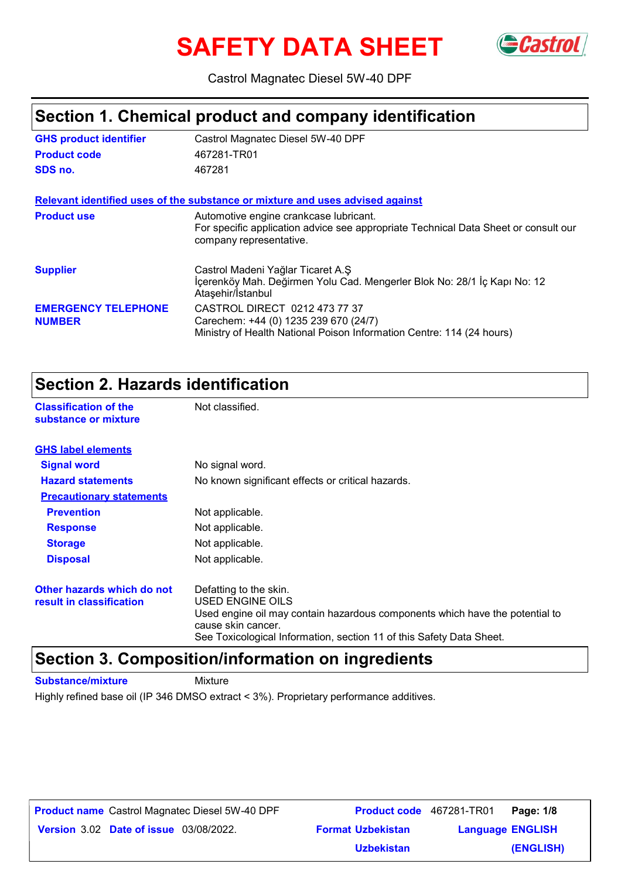# SAFETY DATA SHEET

Castrol Magnatec Diesel 5W-40 DPF

## Section 1. Chemical product and company identification

| | |
|---|---|
| **GHS product identifier** | Castrol Magnatec Diesel 5W-40 DPF |
| **Product code** | 467281-TR01 |
| **SDS no.** | 467281 |

**Relevant identified uses of the substance or mixture and uses advised against**

| | |
|---|---|
| **Product use** | Automotive engine crankcase lubricant.<br>For specific application advice see appropriate Technical Data Sheet or consult our company representative. |
| **Supplier** | Castrol Madeni Yağlar Ticaret A.Ş<br>İçerenköy Mah. Değirmen Yolu Cad. Mengerler Blok No: 28/1 İç Kapı No: 12 Ataşehir/İstanbul |
| **EMERGENCY TELEPHONE NUMBER** | CASTROL DIRECT 0212 473 77 37<br>Carechem: +44 (0) 1235 239 670 (24/7)<br>Ministry of Health National Poison Information Centre: 114 (24 hours) |

## Section 2. Hazards identification

| | |
|---|---|
| **Classification of the substance or mixture** | Not classified. |

**GHS label elements**

| | |
|---|---|
| **Signal word** | No signal word. |
| **Hazard statements** | No known significant effects or critical hazards. |

**Precautionary statements**

| | |
|---|---|
| **Prevention** | Not applicable. |
| **Response** | Not applicable. |
| **Storage** | Not applicable. |
| **Disposal** | Not applicable. |

| | |
|---|---|
| **Other hazards which do not result in classification** | Defatting to the skin.<br>USED ENGINE OILS<br>Used engine oil may contain hazardous components which have the potential to cause skin cancer.<br>See Toxicological Information, section 11 of this Safety Data Sheet. |

## Section 3. Composition/information on ingredients

**Substance/mixture** Mixture

Highly refined base oil (IP 346 DMSO extract < 3%). Proprietary performance additives.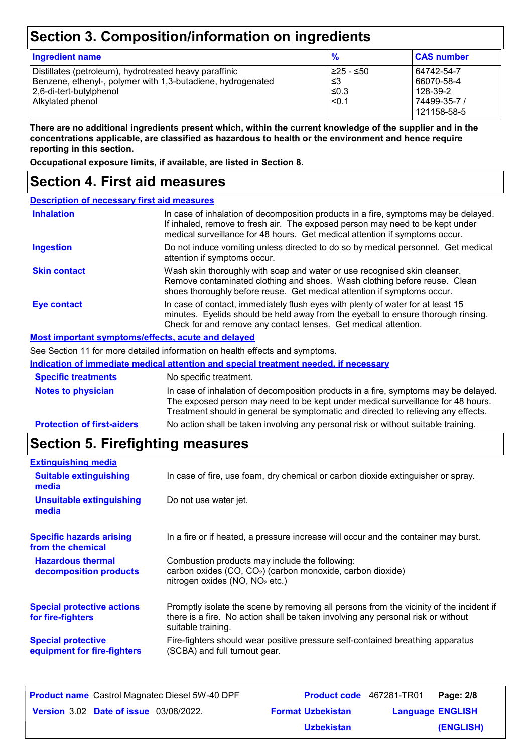## Section 3. Composition/information on ingredients

| Ingredient name | % | CAS number |
|---|---|---|
| Distillates (petroleum), hydrotreated heavy paraffinic | ≥25 - ≤50 | 64742-54-7 |
| Benzene, ethenyl-, polymer with 1,3-butadiene, hydrogenated | ≤3 | 66070-58-4 |
| 2,6-di-tert-butylphenol | ≤0.3 | 128-39-2 |
| Alkylated phenol | <0.1 | 74499-35-7 / 121158-58-5 |

**There are no additional ingredients present which, within the current knowledge of the supplier and in the concentrations applicable, are classified as hazardous to health or the environment and hence require reporting in this section.**

**Occupational exposure limits, if available, are listed in Section 8.**

## Section 4. First aid measures

### Description of necessary first aid measures

**Inhalation**: In case of inhalation of decomposition products in a fire, symptoms may be delayed. If inhaled, remove to fresh air. The exposed person may need to be kept under medical surveillance for 48 hours. Get medical attention if symptoms occur.

**Ingestion**: Do not induce vomiting unless directed to do so by medical personnel. Get medical attention if symptoms occur.

**Skin contact**: Wash skin thoroughly with soap and water or use recognised skin cleanser. Remove contaminated clothing and shoes. Wash clothing before reuse. Clean shoes thoroughly before reuse. Get medical attention if symptoms occur.

**Eye contact**: In case of contact, immediately flush eyes with plenty of water for at least 15 minutes. Eyelids should be held away from the eyeball to ensure thorough rinsing. Check for and remove any contact lenses. Get medical attention.

### Most important symptoms/effects, acute and delayed

See Section 11 for more detailed information on health effects and symptoms.

### Indication of immediate medical attention and special treatment needed, if necessary

**Specific treatments**: No specific treatment.

**Notes to physician**: In case of inhalation of decomposition products in a fire, symptoms may be delayed. The exposed person may need to be kept under medical surveillance for 48 hours. Treatment should in general be symptomatic and directed to relieving any effects.

**Protection of first-aiders**: No action shall be taken involving any personal risk or without suitable training.

## Section 5. Firefighting measures

### Extinguishing media

**Suitable extinguishing media**: In case of fire, use foam, dry chemical or carbon dioxide extinguisher or spray.

**Unsuitable extinguishing media**: Do not use water jet.

**Specific hazards arising from the chemical**: In a fire or if heated, a pressure increase will occur and the container may burst.

**Hazardous thermal decomposition products**: Combustion products may include the following:
carbon oxides (CO, $CO_2$) (carbon monoxide, carbon dioxide)
nitrogen oxides (NO, $NO_2$ etc.)

**Special protective actions for fire-fighters**: Promptly isolate the scene by removing all persons from the vicinity of the incident if there is a fire. No action shall be taken involving any personal risk or without suitable training.

**Special protective equipment for fire-fighters**: Fire-fighters should wear positive pressure self-contained breathing apparatus (SCBA) and full turnout gear.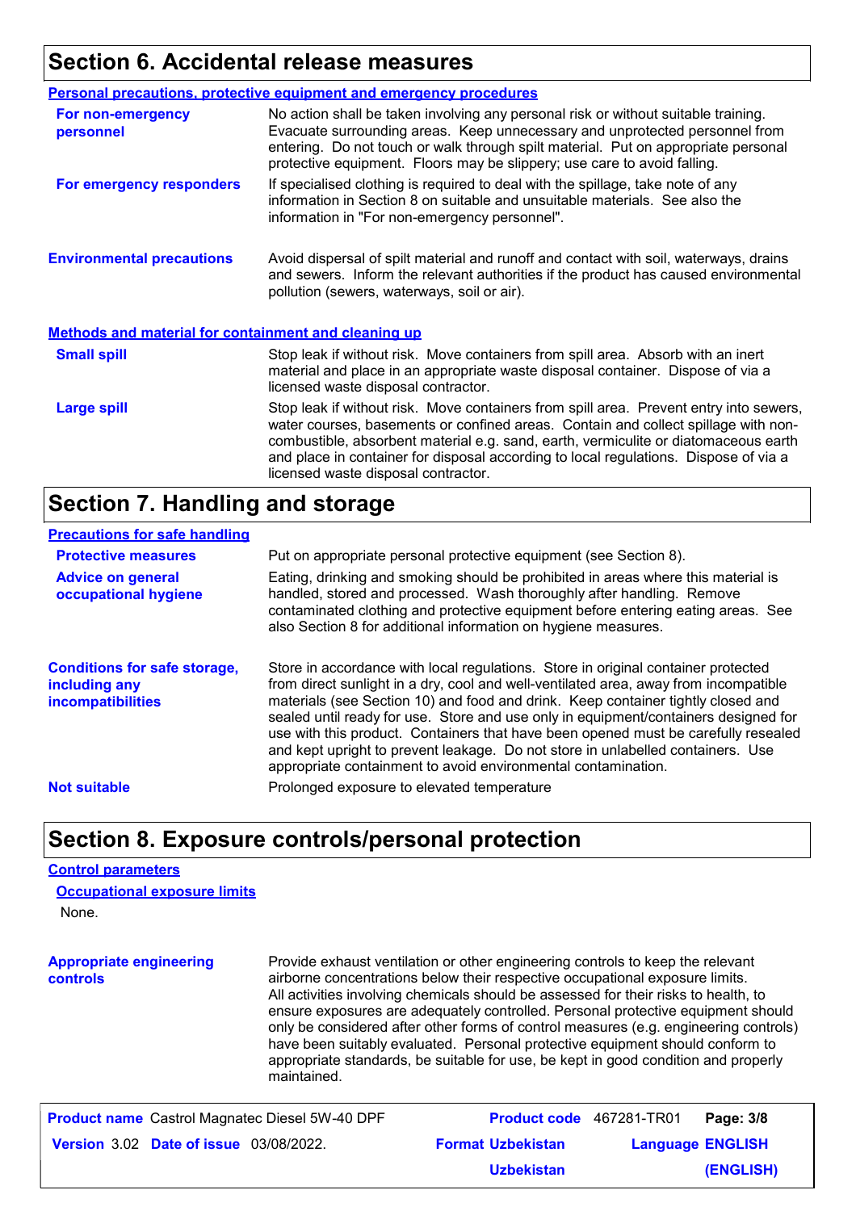## Section 6. Accidental release measures

### Personal precautions, protective equipment and emergency procedures

**For non-emergency personnel**
No action shall be taken involving any personal risk or without suitable training. Evacuate surrounding areas. Keep unnecessary and unprotected personnel from entering. Do not touch or walk through spilt material. Put on appropriate personal protective equipment. Floors may be slippery; use care to avoid falling.

**For emergency responders**
If specialised clothing is required to deal with the spillage, take note of any information in Section 8 on suitable and unsuitable materials. See also the information in "For non-emergency personnel".

**Environmental precautions**
Avoid dispersal of spilt material and runoff and contact with soil, waterways, drains and sewers. Inform the relevant authorities if the product has caused environmental pollution (sewers, waterways, soil or air).

### Methods and material for containment and cleaning up

**Small spill**
Stop leak if without risk. Move containers from spill area. Absorb with an inert material and place in an appropriate waste disposal container. Dispose of via a licensed waste disposal contractor.

**Large spill**
Stop leak if without risk. Move containers from spill area. Prevent entry into sewers, water courses, basements or confined areas. Contain and collect spillage with non-combustible, absorbent material e.g. sand, earth, vermiculite or diatomaceous earth and place in container for disposal according to local regulations. Dispose of via a licensed waste disposal contractor.

## Section 7. Handling and storage

### Precautions for safe handling

**Protective measures**
Put on appropriate personal protective equipment (see Section 8).

**Advice on general occupational hygiene**
Eating, drinking and smoking should be prohibited in areas where this material is handled, stored and processed. Wash thoroughly after handling. Remove contaminated clothing and protective equipment before entering eating areas. See also Section 8 for additional information on hygiene measures.

**Conditions for safe storage, including any incompatibilities**
Store in accordance with local regulations. Store in original container protected from direct sunlight in a dry, cool and well-ventilated area, away from incompatible materials (see Section 10) and food and drink. Keep container tightly closed and sealed until ready for use. Store and use only in equipment/containers designed for use with this product. Containers that have been opened must be carefully resealed and kept upright to prevent leakage. Do not store in unlabelled containers. Use appropriate containment to avoid environmental contamination.

**Not suitable**
Prolonged exposure to elevated temperature

## Section 8. Exposure controls/personal protection

### Control parameters

#### Occupational exposure limits

None.

**Appropriate engineering controls**
Provide exhaust ventilation or other engineering controls to keep the relevant airborne concentrations below their respective occupational exposure limits. All activities involving chemicals should be assessed for their risks to health, to ensure exposures are adequately controlled. Personal protective equipment should only be considered after other forms of control measures (e.g. engineering controls) have been suitably evaluated. Personal protective equipment should conform to appropriate standards, be suitable for use, be kept in good condition and properly maintained.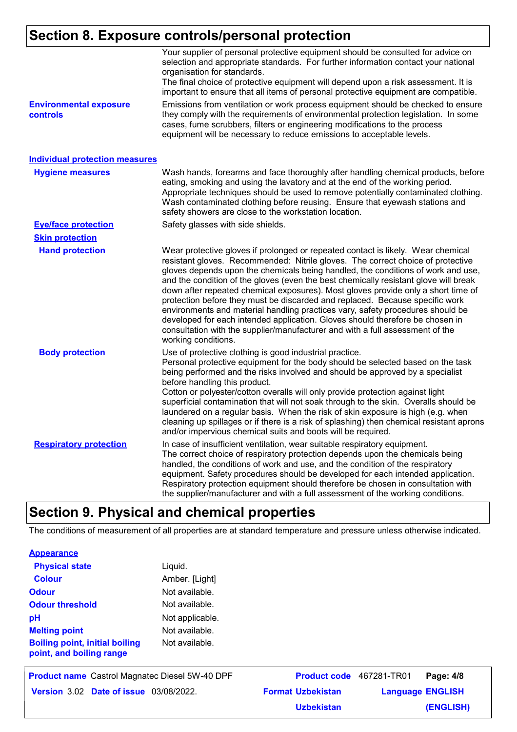## Section 8. Exposure controls/personal protection

Your supplier of personal protective equipment should be consulted for advice on selection and appropriate standards. For further information contact your national organisation for standards.
The final choice of protective equipment will depend upon a risk assessment. It is important to ensure that all items of personal protective equipment are compatible.

**Environmental exposure controls**

Emissions from ventilation or work process equipment should be checked to ensure they comply with the requirements of environmental protection legislation. In some cases, fume scrubbers, filters or engineering modifications to the process equipment will be necessary to reduce emissions to acceptable levels.

### Individual protection measures

**Hygiene measures**

Wash hands, forearms and face thoroughly after handling chemical products, before eating, smoking and using the lavatory and at the end of the working period. Appropriate techniques should be used to remove potentially contaminated clothing. Wash contaminated clothing before reusing. Ensure that eyewash stations and safety showers are close to the workstation location.

**Eye/face protection**

Safety glasses with side shields.

**Skin protection**

**Hand protection**

Wear protective gloves if prolonged or repeated contact is likely. Wear chemical resistant gloves. Recommended: Nitrile gloves. The correct choice of protective gloves depends upon the chemicals being handled, the conditions of work and use, and the condition of the gloves (even the best chemically resistant glove will break down after repeated chemical exposures). Most gloves provide only a short time of protection before they must be discarded and replaced. Because specific work environments and material handling practices vary, safety procedures should be developed for each intended application. Gloves should therefore be chosen in consultation with the supplier/manufacturer and with a full assessment of the working conditions.

**Body protection**

Use of protective clothing is good industrial practice.
Personal protective equipment for the body should be selected based on the task being performed and the risks involved and should be approved by a specialist before handling this product.
Cotton or polyester/cotton overalls will only provide protection against light superficial contamination that will not soak through to the skin. Overalls should be laundered on a regular basis. When the risk of skin exposure is high (e.g. when cleaning up spillages or if there is a risk of splashing) then chemical resistant aprons and/or impervious chemical suits and boots will be required.

**Respiratory protection**

In case of insufficient ventilation, wear suitable respiratory equipment.
The correct choice of respiratory protection depends upon the chemicals being handled, the conditions of work and use, and the condition of the respiratory equipment. Safety procedures should be developed for each intended application. Respiratory protection equipment should therefore be chosen in consultation with the supplier/manufacturer and with a full assessment of the working conditions.

## Section 9. Physical and chemical properties

The conditions of measurement of all properties are at standard temperature and pressure unless otherwise indicated.

### Appearance

| Property | Value |
|---|---|
| Physical state | Liquid. |
| Colour | Amber. [Light] |
| Odour | Not available. |
| Odour threshold | Not available. |
| pH | Not applicable. |
| Melting point | Not available. |
| Boiling point, initial boiling point, and boiling range | Not available. |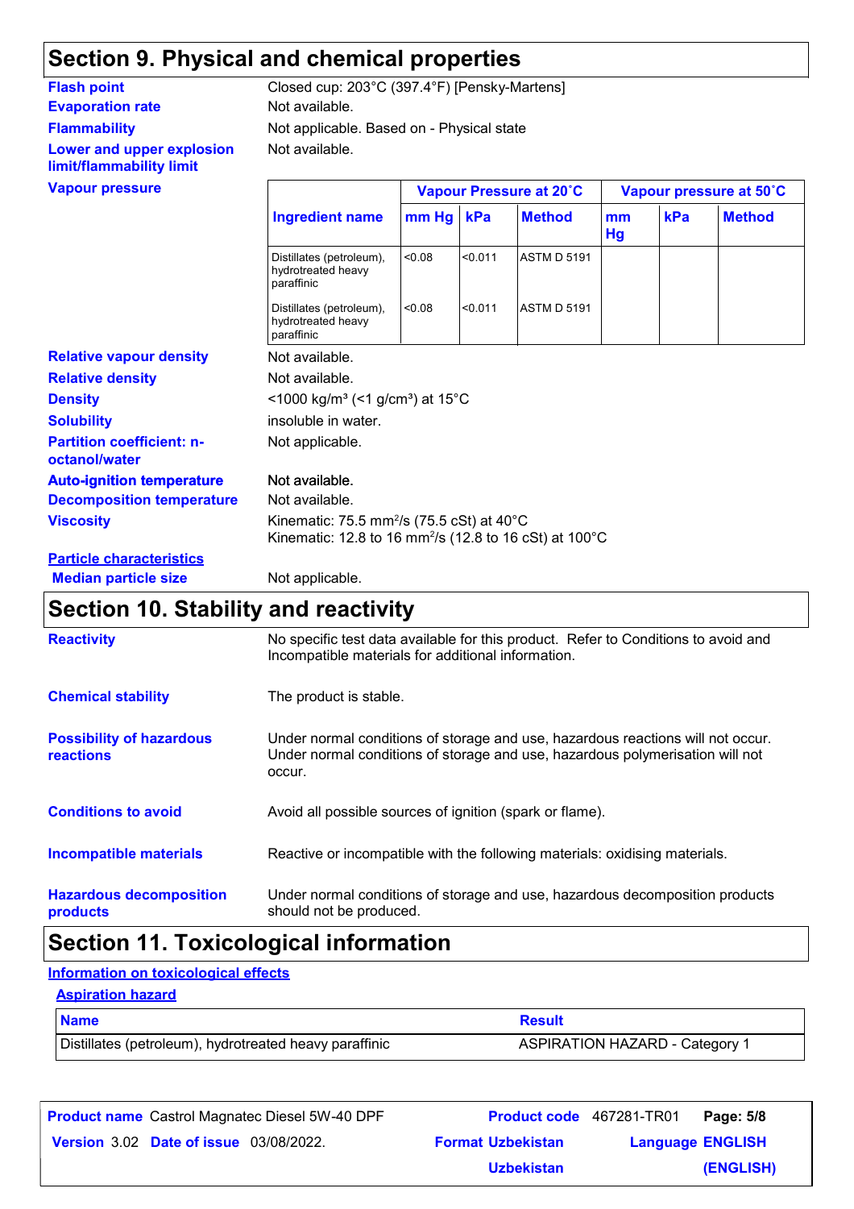## Section 9. Physical and chemical properties

**Flash point**: Closed cup: 203°C (397.4°F) [Pensky-Martens]

**Evaporation rate**: Not available.

**Flammability**: Not applicable. Based on - Physical state

**Lower and upper explosion limit/flammability limit**: Not available.

**Vapour pressure**

| Ingredient name | Vapour Pressure at 20˚C | | | Vapour pressure at 50˚C | | |
|---|---|---|---|---|---|---|
| | mm Hg | kPa | Method | mm Hg | kPa | Method |
| Distillates (petroleum), hydrotreated heavy paraffinic | <0.08 | <0.011 | ASTM D 5191 | | | |
| Distillates (petroleum), hydrotreated heavy paraffinic | <0.08 | <0.011 | ASTM D 5191 | | | |

**Relative vapour density**: Not available.

**Relative density**: Not available.

**Density**: <1000 kg/m³ (<1 g/cm³) at 15°C

**Solubility**: insoluble in water.

**Partition coefficient: n-octanol/water**: Not applicable.

**Auto-ignition temperature**: Not available.

**Decomposition temperature**: Not available.

**Viscosity**: Kinematic: 75.5 mm²/s (75.5 cSt) at 40°C
Kinematic: 12.8 to 16 mm²/s (12.8 to 16 cSt) at 100°C

**Particle characteristics**

**Median particle size**: Not applicable.

## Section 10. Stability and reactivity

**Reactivity**: No specific test data available for this product. Refer to Conditions to avoid and Incompatible materials for additional information.

**Chemical stability**: The product is stable.

**Possibility of hazardous reactions**: Under normal conditions of storage and use, hazardous reactions will not occur.
Under normal conditions of storage and use, hazardous polymerisation will not occur.

**Conditions to avoid**: Avoid all possible sources of ignition (spark or flame).

**Incompatible materials**: Reactive or incompatible with the following materials: oxidising materials.

**Hazardous decomposition products**: Under normal conditions of storage and use, hazardous decomposition products should not be produced.

## Section 11. Toxicological information

**Information on toxicological effects**

**Aspiration hazard**

| Name | Result |
|---|---|
| Distillates (petroleum), hydrotreated heavy paraffinic | ASPIRATION HAZARD - Category 1 |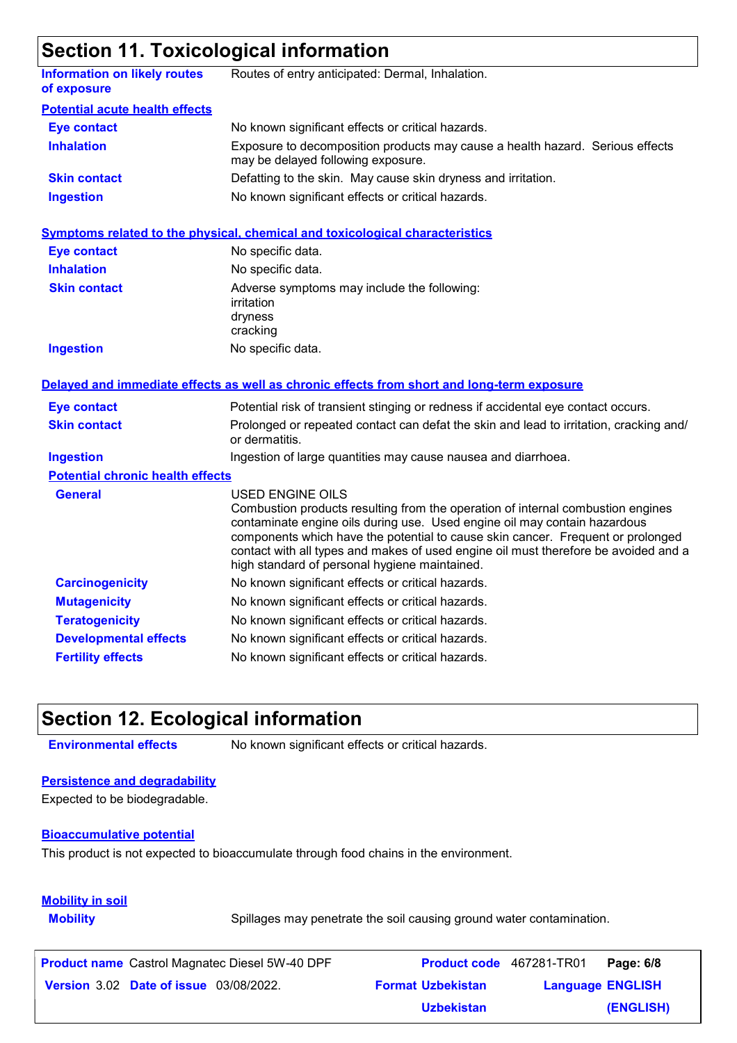## Section 11. Toxicological information

**Information on likely routes of exposure**: Routes of entry anticipated: Dermal, Inhalation.

**Potential acute health effects**

| | |
|---|---|
| **Eye contact** | No known significant effects or critical hazards. |
| **Inhalation** | Exposure to decomposition products may cause a health hazard. Serious effects may be delayed following exposure. |
| **Skin contact** | Defatting to the skin. May cause skin dryness and irritation. |
| **Ingestion** | No known significant effects or critical hazards. |

**Symptoms related to the physical, chemical and toxicological characteristics**

| | |
|---|---|
| **Eye contact** | No specific data. |
| **Inhalation** | No specific data. |
| **Skin contact** | Adverse symptoms may include the following:<br>irritation<br>dryness<br>cracking |
| **Ingestion** | No specific data. |

**Delayed and immediate effects as well as chronic effects from short and long-term exposure**

| | |
|---|---|
| **Eye contact** | Potential risk of transient stinging or redness if accidental eye contact occurs. |
| **Skin contact** | Prolonged or repeated contact can defat the skin and lead to irritation, cracking and/or dermatitis. |
| **Ingestion** | Ingestion of large quantities may cause nausea and diarrhoea. |

**Potential chronic health effects**

| | |
|---|---|
| **General** | USED ENGINE OILS<br>Combustion products resulting from the operation of internal combustion engines contaminate engine oils during use. Used engine oil may contain hazardous components which have the potential to cause skin cancer. Frequent or prolonged contact with all types and makes of used engine oil must therefore be avoided and a high standard of personal hygiene maintained. |
| **Carcinogenicity** | No known significant effects or critical hazards. |
| **Mutagenicity** | No known significant effects or critical hazards. |
| **Teratogenicity** | No known significant effects or critical hazards. |
| **Developmental effects** | No known significant effects or critical hazards. |
| **Fertility effects** | No known significant effects or critical hazards. |

## Section 12. Ecological information

**Environmental effects**: No known significant effects or critical hazards.

**Persistence and degradability**

Expected to be biodegradable.

**Bioaccumulative potential**

This product is not expected to bioaccumulate through food chains in the environment.

**Mobility in soil**

**Mobility**: Spillages may penetrate the soil causing ground water contamination.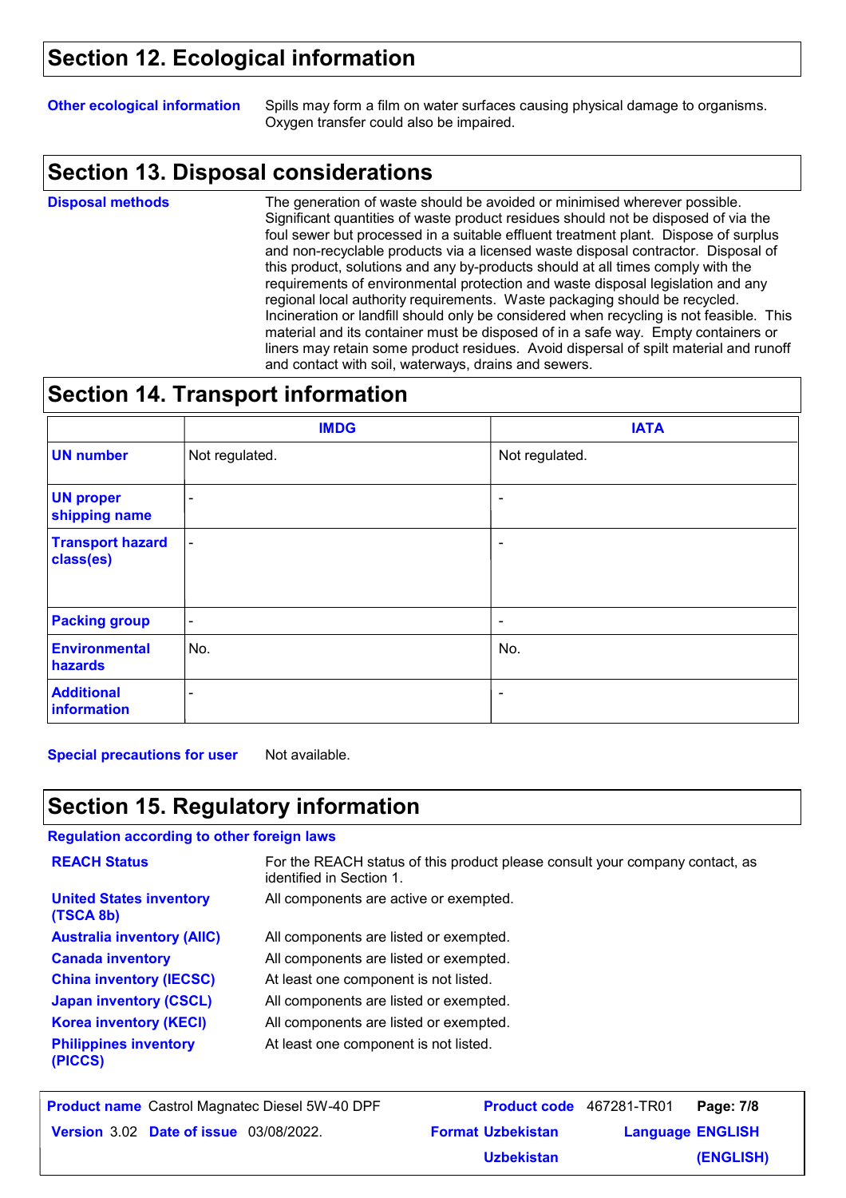## Section 12. Ecological information

**Other ecological information** Spills may form a film on water surfaces causing physical damage to organisms. Oxygen transfer could also be impaired.

## Section 13. Disposal considerations

**Disposal methods** The generation of waste should be avoided or minimised wherever possible. Significant quantities of waste product residues should not be disposed of via the foul sewer but processed in a suitable effluent treatment plant. Dispose of surplus and non-recyclable products via a licensed waste disposal contractor. Disposal of this product, solutions and any by-products should at all times comply with the requirements of environmental protection and waste disposal legislation and any regional local authority requirements. Waste packaging should be recycled. Incineration or landfill should only be considered when recycling is not feasible. This material and its container must be disposed of in a safe way. Empty containers or liners may retain some product residues. Avoid dispersal of spilt material and runoff and contact with soil, waterways, drains and sewers.

## Section 14. Transport information

| | IMDG | IATA |
|---|---|---|
| UN number | Not regulated. | Not regulated. |
| UN proper shipping name | - | - |
| Transport hazard class(es) | - | - |
| Packing group | - | - |
| Environmental hazards | No. | No. |
| Additional information | - | - |

**Special precautions for user** Not available.

## Section 15. Regulatory information

**Regulation according to other foreign laws**

| | |
|---|---|
| **REACH Status** | For the REACH status of this product please consult your company contact, as identified in Section 1. |
| **United States inventory (TSCA 8b)** | All components are active or exempted. |
| **Australia inventory (AIIC)** | All components are listed or exempted. |
| **Canada inventory** | All components are listed or exempted. |
| **China inventory (IECSC)** | At least one component is not listed. |
| **Japan inventory (CSCL)** | All components are listed or exempted. |
| **Korea inventory (KECI)** | All components are listed or exempted. |
| **Philippines inventory (PICCS)** | At least one component is not listed. |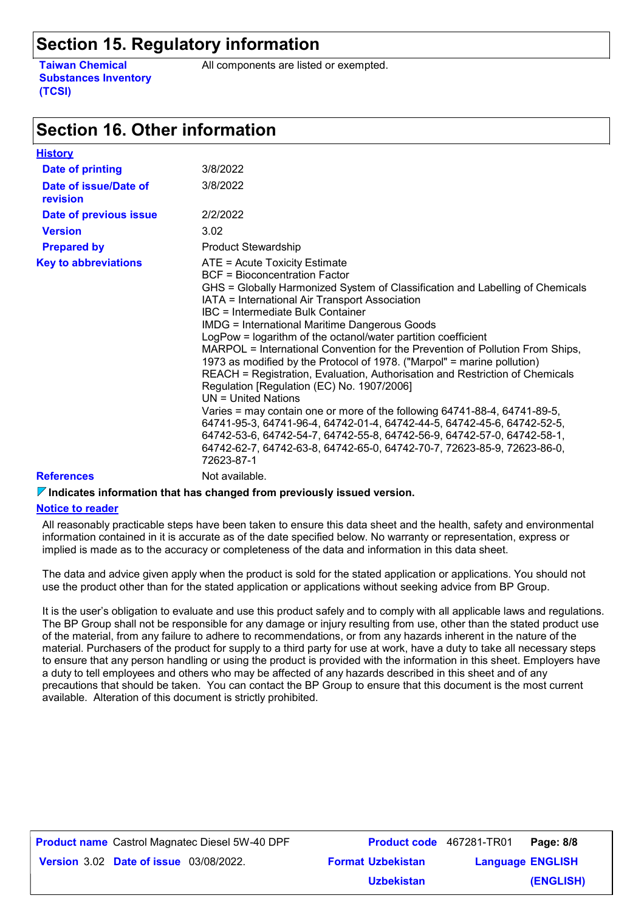## Section 15. Regulatory information

**Taiwan Chemical Substances Inventory (TCSI)** — All components are listed or exempted.

## Section 16. Other information

**History**

| | |
|---|---|
| **Date of printing** | 3/8/2022 |
| **Date of issue/Date of revision** | 3/8/2022 |
| **Date of previous issue** | 2/2/2022 |
| **Version** | 3.02 |
| **Prepared by** | Product Stewardship |

**Key to abbreviations**

ATE = Acute Toxicity Estimate
BCF = Bioconcentration Factor
GHS = Globally Harmonized System of Classification and Labelling of Chemicals
IATA = International Air Transport Association
IBC = Intermediate Bulk Container
IMDG = International Maritime Dangerous Goods
LogPow = logarithm of the octanol/water partition coefficient
MARPOL = International Convention for the Prevention of Pollution From Ships, 1973 as modified by the Protocol of 1978. ("Marpol" = marine pollution)
REACH = Registration, Evaluation, Authorisation and Restriction of Chemicals Regulation [Regulation (EC) No. 1907/2006]
UN = United Nations
Varies = may contain one or more of the following 64741-88-4, 64741-89-5, 64741-95-3, 64741-96-4, 64742-01-4, 64742-44-5, 64742-45-6, 64742-52-5, 64742-53-6, 64742-54-7, 64742-55-8, 64742-56-9, 64742-57-0, 64742-58-1, 64742-62-7, 64742-63-8, 64742-65-0, 64742-70-7, 72623-85-9, 72623-86-0, 72623-87-1

**References** — Not available.

**Indicates information that has changed from previously issued version.**

**Notice to reader**

All reasonably practicable steps have been taken to ensure this data sheet and the health, safety and environmental information contained in it is accurate as of the date specified below. No warranty or representation, express or implied is made as to the accuracy or completeness of the data and information in this data sheet.

The data and advice given apply when the product is sold for the stated application or applications. You should not use the product other than for the stated application or applications without seeking advice from BP Group.

It is the user's obligation to evaluate and use this product safely and to comply with all applicable laws and regulations. The BP Group shall not be responsible for any damage or injury resulting from use, other than the stated product use of the material, from any failure to adhere to recommendations, or from any hazards inherent in the nature of the material. Purchasers of the product for supply to a third party for use at work, have a duty to take all necessary steps to ensure that any person handling or using the product is provided with the information in this sheet. Employers have a duty to tell employees and others who may be affected of any hazards described in this sheet and of any precautions that should be taken. You can contact the BP Group to ensure that this document is the most current available. Alteration of this document is strictly prohibited.